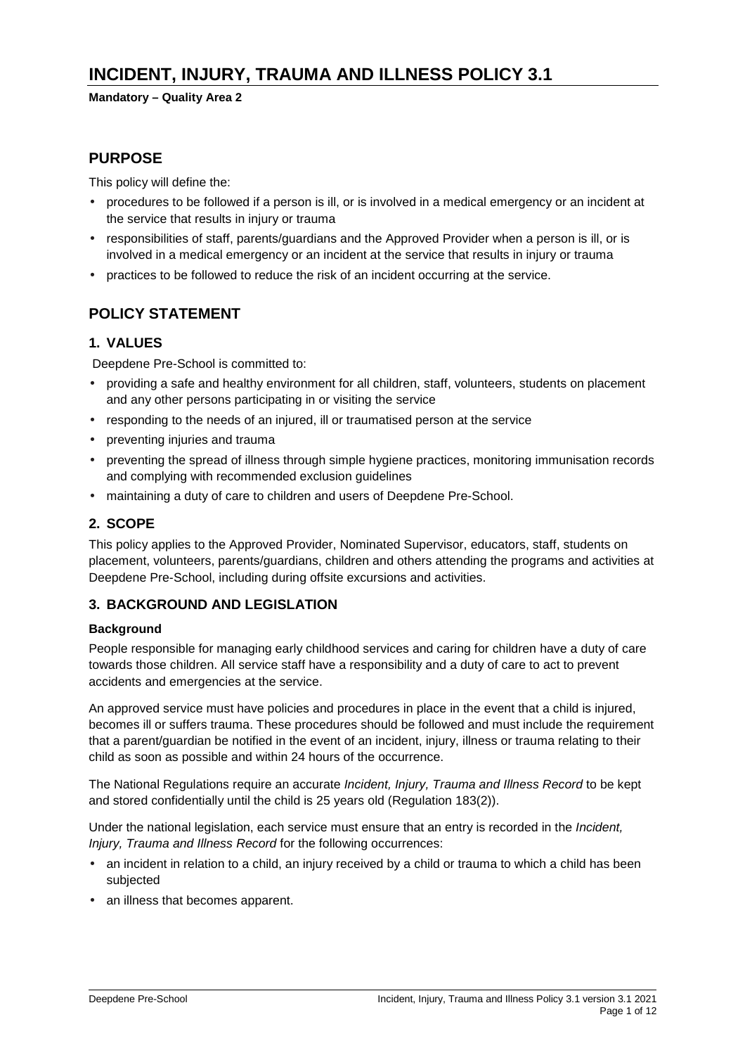# INCIDENT, INJURY, TRAUMA AND ILLNESS POLICY 3.1

**Mandatory – Quality Area 2**

## PURPOSE

This policy will define the:

- procedures to be followed if a person is ill, or is involved in a medical emergency or an incident at the service that results in injury or trauma
- responsibilities of staff, parents/guardians and the Approved Provider when a person is ill, or is involved in a medical emergency or an incident at the service that results in injury or trauma
- practices to be followed to reduce the risk of an incident occurring at the service.

## POLICY STATEMENT

### 1. VALUES

Deepdene Pre-School is committed to:

- providing a safe and healthy environment for all children, staff, volunteers, students on placement and any other persons participating in or visiting the service
- responding to the needs of an injured, ill or traumatised person at the service
- preventing injuries and trauma
- preventing the spread of illness through simple hygiene practices, monitoring immunisation records and complying with recommended exclusion guidelines
- maintaining a duty of care to children and users of Deepdene Pre-School.

### 2. SCOPE

This policy applies to the Approved Provider, Nominated Supervisor, educators, staff, students on placement, volunteers, parents/guardians, children and others attending the programs and activities at Deepdene Pre-School, including during offsite excursions and activities.

### 3. BACKGROUND AND LEGISLATION

**Background**

People responsible for managing early childhood services and caring for children have a duty of care towards those children. All service staff have a responsibility and a duty of care to act to prevent accidents and emergencies at the service.

An approved service must have policies and procedures in place in the event that a child is injured, becomes ill or suffers trauma. These procedures should be followed and must include the requirement that a parent/guardian be notified in the event of an incident, injury, illness or trauma relating to their child as soon as possible and within 24 hours of the occurrence.

The National Regulations require an accurate *Incident, Injury, Trauma and Illness Record* to be kept and stored confidentially until the child is 25 years old (Regulation 183(2)).

Under the national legislation, each service must ensure that an entry is recorded in the *Incident, Injury, Trauma and Illness Record* for the following occurrences:

- an incident in relation to a child, an injury received by a child or trauma to which a child has been subjected
- an illness that becomes apparent.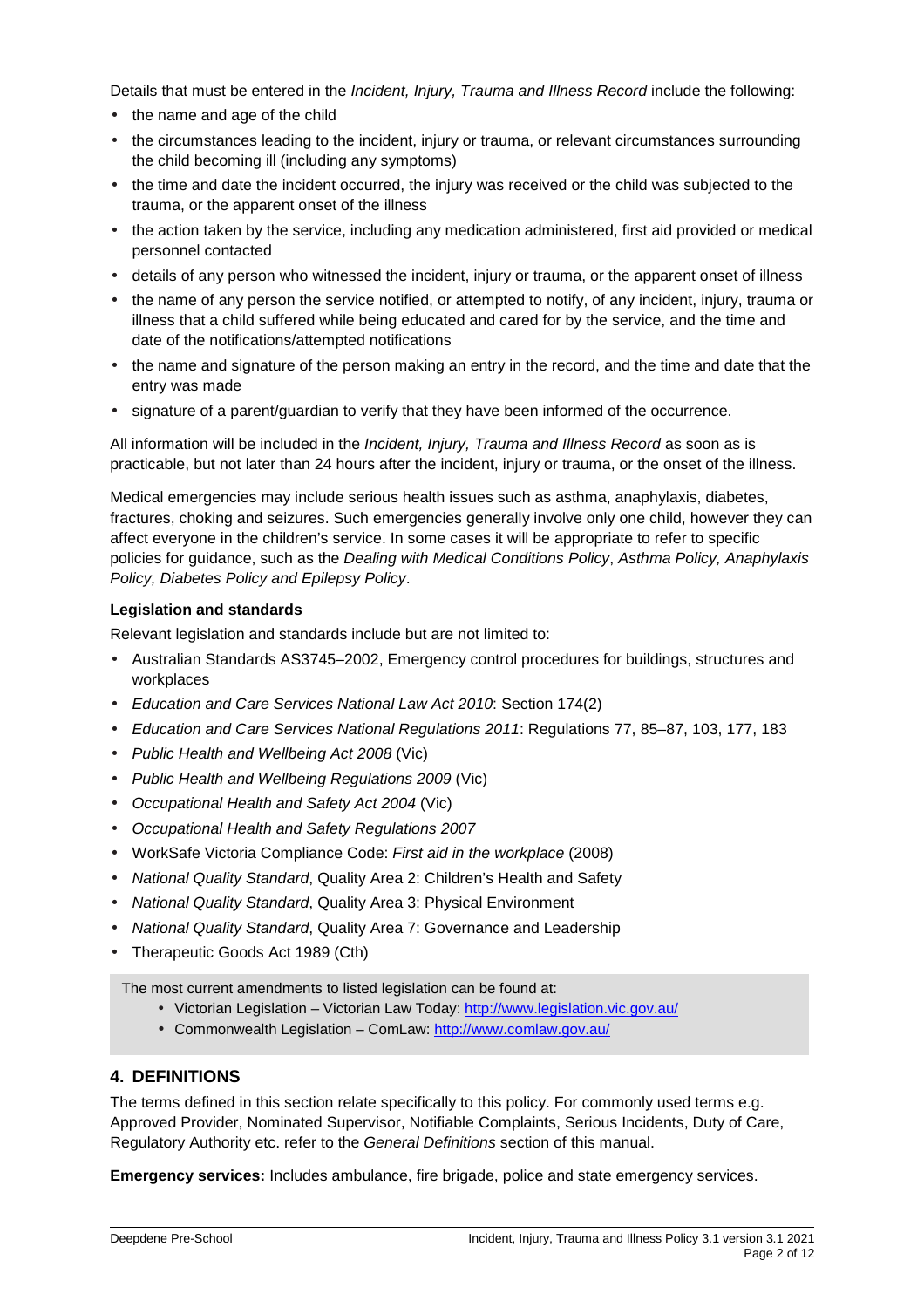Details that must be entered in the *Incident, Injury, Trauma and Illness Record* include the following:

- the name and age of the child
- the circumstances leading to the incident, injury or trauma, or relevant circumstances surrounding the child becoming ill (including any symptoms)
- the time and date the incident occurred, the injury was received or the child was subjected to the trauma, or the apparent onset of the illness
- the action taken by the service, including any medication administered, first aid provided or medical personnel contacted
- details of any person who witnessed the incident, injury or trauma, or the apparent onset of illness
- the name of any person the service notified, or attempted to notify, of any incident, injury, trauma or illness that a child suffered while being educated and cared for by the service, and the time and date of the notifications/attempted notifications
- the name and signature of the person making an entry in the record, and the time and date that the entry was made
- signature of a parent/guardian to verify that they have been informed of the occurrence.

All information will be included in the *Incident, Injury, Trauma and Illness Record* as soon as is practicable, but not later than 24 hours after the incident, injury or trauma, or the onset of the illness.

Medical emergencies may include serious health issues such as asthma, anaphylaxis, diabetes, fractures, choking and seizures. Such emergencies generally involve only one child, however they can affect everyone in the children's service. In some cases it will be appropriate to refer to specific policies for guidance, such as the *Dealing with Medical Conditions Policy*, *Asthma Policy, Anaphylaxis Policy, Diabetes Policy and Epilepsy Policy*.

**Legislation and standards**

Relevant legislation and standards include but are not limited to:

- Australian Standards AS3745–2002, Emergency control procedures for buildings, structures and workplaces
- *Education and Care Services National Law Act 2010*: Section 174(2)
- *Education and Care Services National Regulations 2011*: Regulations 77, 85–87, 103, 177, 183
- *Public Health and Wellbeing Act 2008* (Vic)
- *Public Health and Wellbeing Regulations 2009* (Vic)
- *Occupational Health and Safety Act 2004* (Vic)
- *Occupational Health and Safety Regulations 2007*
- WorkSafe Victoria Compliance Code: *First aid in the workplace* (2008)
- *National Quality Standard*, Quality Area 2: Children's Health and Safety
- *National Quality Standard*, Quality Area 3: Physical Environment
- *National Quality Standard*, Quality Area 7: Governance and Leadership
- Therapeutic Goods Act 1989 (Cth)

The most current amendments to listed legislation can be found at:

- Victorian Legislation – Victorian Law Today: http://www.legislation.vic.gov.au/
- Commonwealth Legislation – ComLaw: http://www.comlaw.gov.au/

## 4. DEFINITIONS

The terms defined in this section relate specifically to this policy. For commonly used terms e.g. Approved Provider, Nominated Supervisor, Notifiable Complaints, Serious Incidents, Duty of Care, Regulatory Authority etc. refer to the *General Definitions* section of this manual.

**Emergency services:** Includes ambulance, fire brigade, police and state emergency services.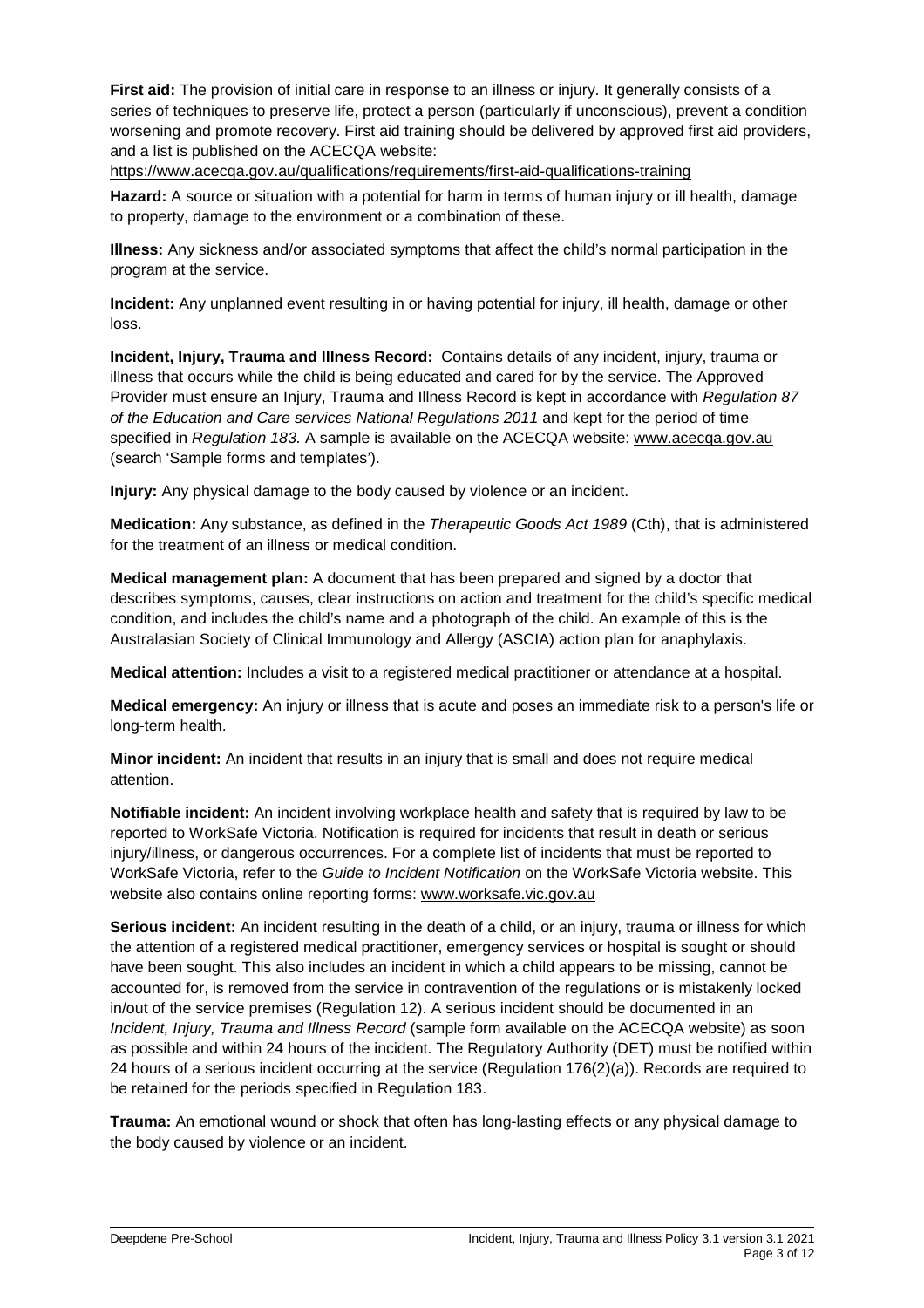**First aid:** The provision of initial care in response to an illness or injury. It generally consists of a series of techniques to preserve life, protect a person (particularly if unconscious), prevent a condition worsening and promote recovery. First aid training should be delivered by approved first aid providers, and a list is published on the ACECQA website:
https://www.acecqa.gov.au/qualifications/requirements/first-aid-qualifications-training

**Hazard:** A source or situation with a potential for harm in terms of human injury or ill health, damage to property, damage to the environment or a combination of these.

**Illness:** Any sickness and/or associated symptoms that affect the child's normal participation in the program at the service.

**Incident:** Any unplanned event resulting in or having potential for injury, ill health, damage or other loss.

**Incident, Injury, Trauma and Illness Record:** Contains details of any incident, injury, trauma or illness that occurs while the child is being educated and cared for by the service. The Approved Provider must ensure an Injury, Trauma and Illness Record is kept in accordance with *Regulation 87 of the Education and Care services National Regulations 2011* and kept for the period of time specified in *Regulation 183.* A sample is available on the ACECQA website: www.acecqa.gov.au (search 'Sample forms and templates').

**Injury:** Any physical damage to the body caused by violence or an incident.

**Medication:** Any substance, as defined in the *Therapeutic Goods Act 1989* (Cth), that is administered for the treatment of an illness or medical condition.

**Medical management plan:** A document that has been prepared and signed by a doctor that describes symptoms, causes, clear instructions on action and treatment for the child's specific medical condition, and includes the child's name and a photograph of the child. An example of this is the Australasian Society of Clinical Immunology and Allergy (ASCIA) action plan for anaphylaxis.

**Medical attention:** Includes a visit to a registered medical practitioner or attendance at a hospital.

**Medical emergency:** An injury or illness that is acute and poses an immediate risk to a person's life or long-term health.

**Minor incident:** An incident that results in an injury that is small and does not require medical attention.

**Notifiable incident:** An incident involving workplace health and safety that is required by law to be reported to WorkSafe Victoria. Notification is required for incidents that result in death or serious injury/illness, or dangerous occurrences. For a complete list of incidents that must be reported to WorkSafe Victoria, refer to the *Guide to Incident Notification* on the WorkSafe Victoria website. This website also contains online reporting forms: www.worksafe.vic.gov.au

**Serious incident:** An incident resulting in the death of a child, or an injury, trauma or illness for which the attention of a registered medical practitioner, emergency services or hospital is sought or should have been sought. This also includes an incident in which a child appears to be missing, cannot be accounted for, is removed from the service in contravention of the regulations or is mistakenly locked in/out of the service premises (Regulation 12). A serious incident should be documented in an *Incident, Injury, Trauma and Illness Record* (sample form available on the ACECQA website) as soon as possible and within 24 hours of the incident. The Regulatory Authority (DET) must be notified within 24 hours of a serious incident occurring at the service (Regulation 176(2)(a)). Records are required to be retained for the periods specified in Regulation 183.

**Trauma:** An emotional wound or shock that often has long-lasting effects or any physical damage to the body caused by violence or an incident.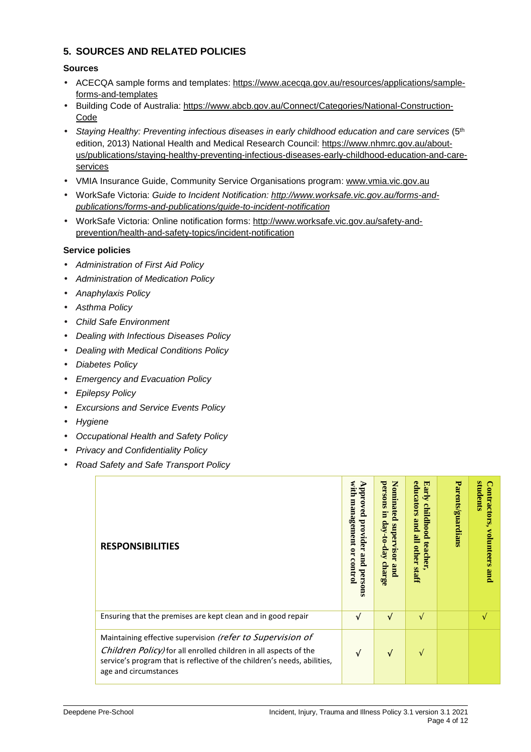## 5. SOURCES AND RELATED POLICIES

### Sources

- ACECQA sample forms and templates: https://www.acecqa.gov.au/resources/applications/sample-forms-and-templates
- Building Code of Australia: https://www.abcb.gov.au/Connect/Categories/National-Construction-Code
- *Staying Healthy: Preventing infectious diseases in early childhood education and care services* (5th edition, 2013) National Health and Medical Research Council: https://www.nhmrc.gov.au/about-us/publications/staying-healthy-preventing-infectious-diseases-early-childhood-education-and-care-services
- VMIA Insurance Guide, Community Service Organisations program: www.vmia.vic.gov.au
- WorkSafe Victoria: *Guide to Incident Notification: http://www.worksafe.vic.gov.au/forms-and-publications/forms-and-publications/guide-to-incident-notification*
- WorkSafe Victoria: Online notification forms: http://www.worksafe.vic.gov.au/safety-and-prevention/health-and-safety-topics/incident-notification

### Service policies

- *Administration of First Aid Policy*
- *Administration of Medication Policy*
- *Anaphylaxis Policy*
- *Asthma Policy*
- *Child Safe Environment*
- *Dealing with Infectious Diseases Policy*
- *Dealing with Medical Conditions Policy*
- *Diabetes Policy*
- *Emergency and Evacuation Policy*
- *Epilepsy Policy*
- *Excursions and Service Events Policy*
- *Hygiene*
- *Occupational Health and Safety Policy*
- *Privacy and Confidentiality Policy*
- *Road Safety and Safe Transport Policy*

| RESPONSIBILITIES | Approved provider and persons with management or control | Nominated supervisor and persons in day-to-day charge | Early childhood teacher, educators and all other staff | Parents/guardians | Contractors, volunteers and students |
|---|---|---|---|---|---|
| Ensuring that the premises are kept clean and in good repair | √ | √ | √ | | √ |
| Maintaining effective supervision *(refer to Supervision of Children Policy)* for all enrolled children in all aspects of the service's program that is reflective of the children's needs, abilities, age and circumstances | √ | √ | √ | | |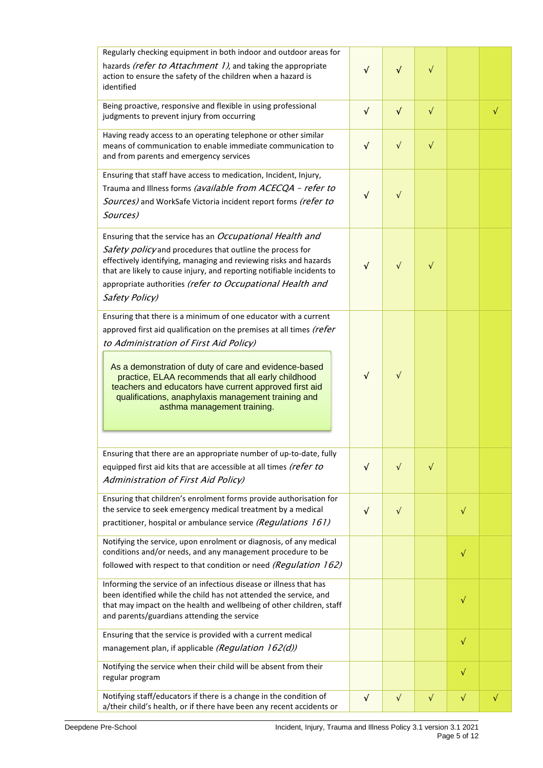| | | | | | |
|---|---|---|---|---|---|
| Regularly checking equipment in both indoor and outdoor areas for hazards *(refer to Attachment 1)*, and taking the appropriate action to ensure the safety of the children when a hazard is identified | √ | √ | √ | | |
| Being proactive, responsive and flexible in using professional judgments to prevent injury from occurring | √ | √ | √ | | √ |
| Having ready access to an operating telephone or other similar means of communication to enable immediate communication to and from parents and emergency services | √ | √ | √ | | |
| Ensuring that staff have access to medication, Incident, Injury, Trauma and Illness forms *(available from ACECQA – refer to Sources)* and WorkSafe Victoria incident report forms *(refer to Sources)* | √ | √ | | | |
| Ensuring that the service has an *Occupational Health and Safety policy* and procedures that outline the process for effectively identifying, managing and reviewing risks and hazards that are likely to cause injury, and reporting notifiable incidents to appropriate authorities *(refer to Occupational Health and Safety Policy)* | √ | √ | √ | | |
| Ensuring that there is a minimum of one educator with a current approved first aid qualification on the premises at all times *(refer to Administration of First Aid Policy)*<br><br>As a demonstration of duty of care and evidence-based practice, ELAA recommends that all early childhood teachers and educators have current approved first aid qualifications, anaphylaxis management training and asthma management training. | √ | √ | | | |
| Ensuring that there are an appropriate number of up-to-date, fully equipped first aid kits that are accessible at all times *(refer to Administration of First Aid Policy)* | √ | √ | √ | | |
| Ensuring that children's enrolment forms provide authorisation for the service to seek emergency medical treatment by a medical practitioner, hospital or ambulance service *(Regulations 161)* | √ | √ | | √ | |
| Notifying the service, upon enrolment or diagnosis, of any medical conditions and/or needs, and any management procedure to be followed with respect to that condition or need *(Regulation 162)* | | | | √ | |
| Informing the service of an infectious disease or illness that has been identified while the child has not attended the service, and that may impact on the health and wellbeing of other children, staff and parents/guardians attending the service | | | | √ | |
| Ensuring that the service is provided with a current medical management plan, if applicable *(Regulation 162(d))* | | | | √ | |
| Notifying the service when their child will be absent from their regular program | | | | √ | |
| Notifying staff/educators if there is a change in the condition of a/their child's health, or if there have been any recent accidents or | √ | √ | √ | √ | √ |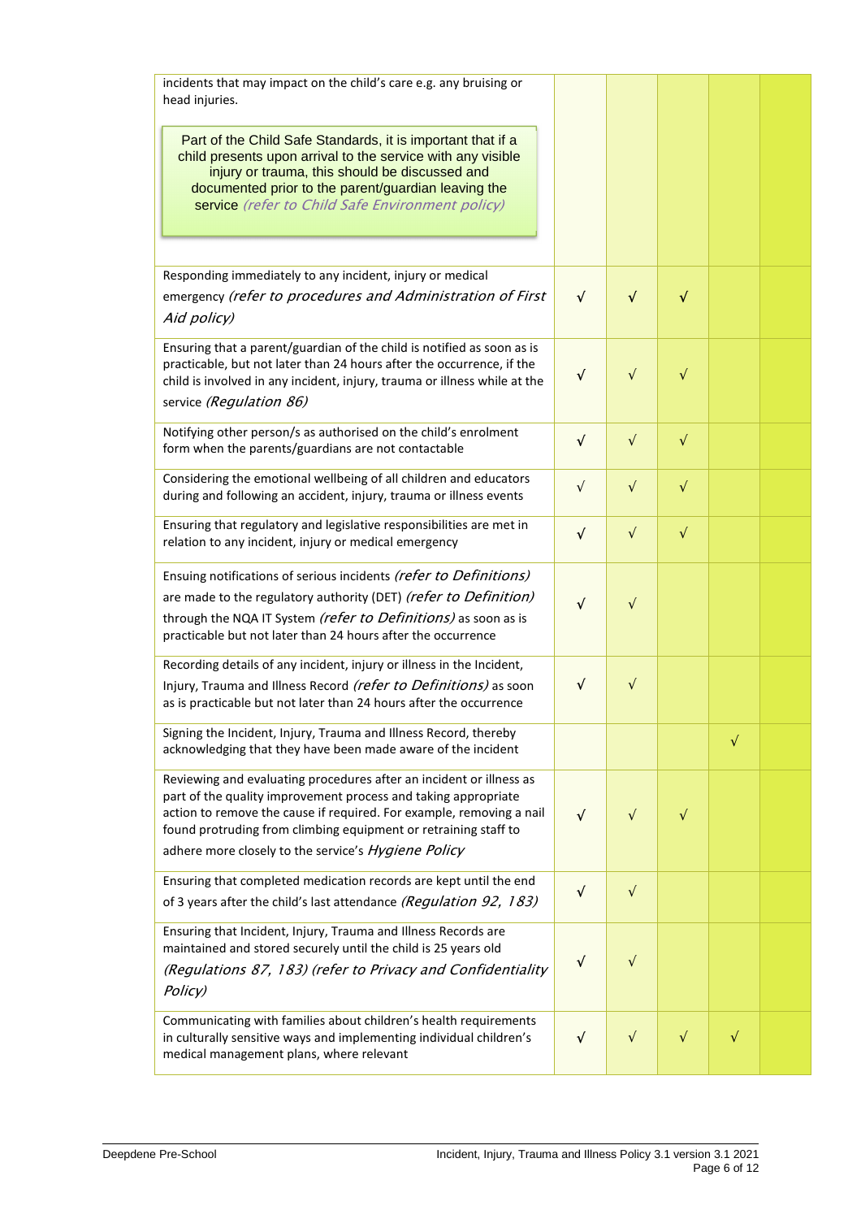| | | | | | |
|---|---|---|---|---|---|
| incidents that may impact on the child's care e.g. any bruising or head injuries.<br><br>Part of the Child Safe Standards, it is important that if a child presents upon arrival to the service with any visible injury or trauma, this should be discussed and documented prior to the parent/guardian leaving the service *(refer to Child Safe Environment policy)* | | | | | |
| Responding immediately to any incident, injury or medical emergency *(refer to procedures and Administration of First Aid policy)* | √ | √ | √ | | |
| Ensuring that a parent/guardian of the child is notified as soon as is practicable, but not later than 24 hours after the occurrence, if the child is involved in any incident, injury, trauma or illness while at the service *(Regulation 86)* | √ | √ | √ | | |
| Notifying other person/s as authorised on the child's enrolment form when the parents/guardians are not contactable | √ | √ | √ | | |
| Considering the emotional wellbeing of all children and educators during and following an accident, injury, trauma or illness events | √ | √ | √ | | |
| Ensuring that regulatory and legislative responsibilities are met in relation to any incident, injury or medical emergency | √ | √ | √ | | |
| Ensuing notifications of serious incidents *(refer to Definitions)* are made to the regulatory authority (DET) *(refer to Definition)* through the NQA IT System *(refer to Definitions)* as soon as is practicable but not later than 24 hours after the occurrence | √ | √ | | | |
| Recording details of any incident, injury or illness in the Incident, Injury, Trauma and Illness Record *(refer to Definitions)* as soon as is practicable but not later than 24 hours after the occurrence | √ | √ | | | |
| Signing the Incident, Injury, Trauma and Illness Record, thereby acknowledging that they have been made aware of the incident | | | | √ | |
| Reviewing and evaluating procedures after an incident or illness as part of the quality improvement process and taking appropriate action to remove the cause if required. For example, removing a nail found protruding from climbing equipment or retraining staff to adhere more closely to the service's *Hygiene Policy* | √ | √ | √ | | |
| Ensuring that completed medication records are kept until the end of 3 years after the child's last attendance *(Regulation 92, 183)* | √ | √ | | | |
| Ensuring that Incident, Injury, Trauma and Illness Records are maintained and stored securely until the child is 25 years old *(Regulations 87, 183) (refer to Privacy and Confidentiality Policy)* | √ | √ | | | |
| Communicating with families about children's health requirements in culturally sensitive ways and implementing individual children's medical management plans, where relevant | √ | √ | √ | √ | |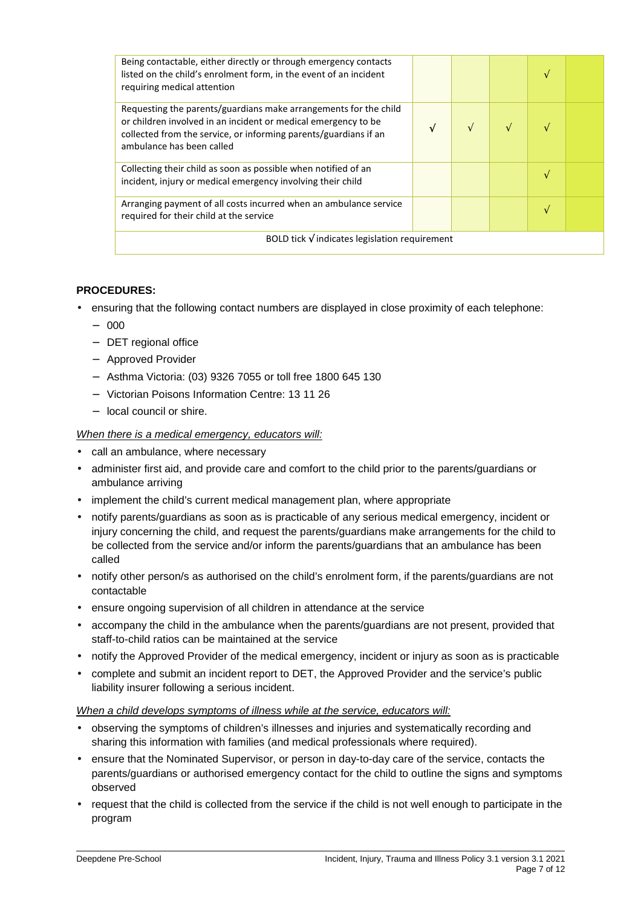| | | | | | |
|---|---|---|---|---|---|
| Being contactable, either directly or through emergency contacts listed on the child's enrolment form, in the event of an incident requiring medical attention | | | | √ | |
| Requesting the parents/guardians make arrangements for the child or children involved in an incident or medical emergency to be collected from the service, or informing parents/guardians if an ambulance has been called | **√** | √ | √ | √ | |
| Collecting their child as soon as possible when notified of an incident, injury or medical emergency involving their child | | | | √ | |
| Arranging payment of all costs incurred when an ambulance service required for their child at the service | | | | √ | |
| BOLD tick **√** indicates legislation requirement | | | | | |

**PROCEDURES:**

- ensuring that the following contact numbers are displayed in close proximity of each telephone:
  - 000
  - DET regional office
  - Approved Provider
  - Asthma Victoria: (03) 9326 7055 or toll free 1800 645 130
  - Victorian Poisons Information Centre: 13 11 26
  - local council or shire.

*When there is a medical emergency, educators will:*

- call an ambulance, where necessary
- administer first aid, and provide care and comfort to the child prior to the parents/guardians or ambulance arriving
- implement the child's current medical management plan, where appropriate
- notify parents/guardians as soon as is practicable of any serious medical emergency, incident or injury concerning the child, and request the parents/guardians make arrangements for the child to be collected from the service and/or inform the parents/guardians that an ambulance has been called
- notify other person/s as authorised on the child's enrolment form, if the parents/guardians are not contactable
- ensure ongoing supervision of all children in attendance at the service
- accompany the child in the ambulance when the parents/guardians are not present, provided that staff-to-child ratios can be maintained at the service
- notify the Approved Provider of the medical emergency, incident or injury as soon as is practicable
- complete and submit an incident report to DET, the Approved Provider and the service's public liability insurer following a serious incident.

*When a child develops symptoms of illness while at the service, educators will:*

- observing the symptoms of children's illnesses and injuries and systematically recording and sharing this information with families (and medical professionals where required).
- ensure that the Nominated Supervisor, or person in day-to-day care of the service, contacts the parents/guardians or authorised emergency contact for the child to outline the signs and symptoms observed
- request that the child is collected from the service if the child is not well enough to participate in the program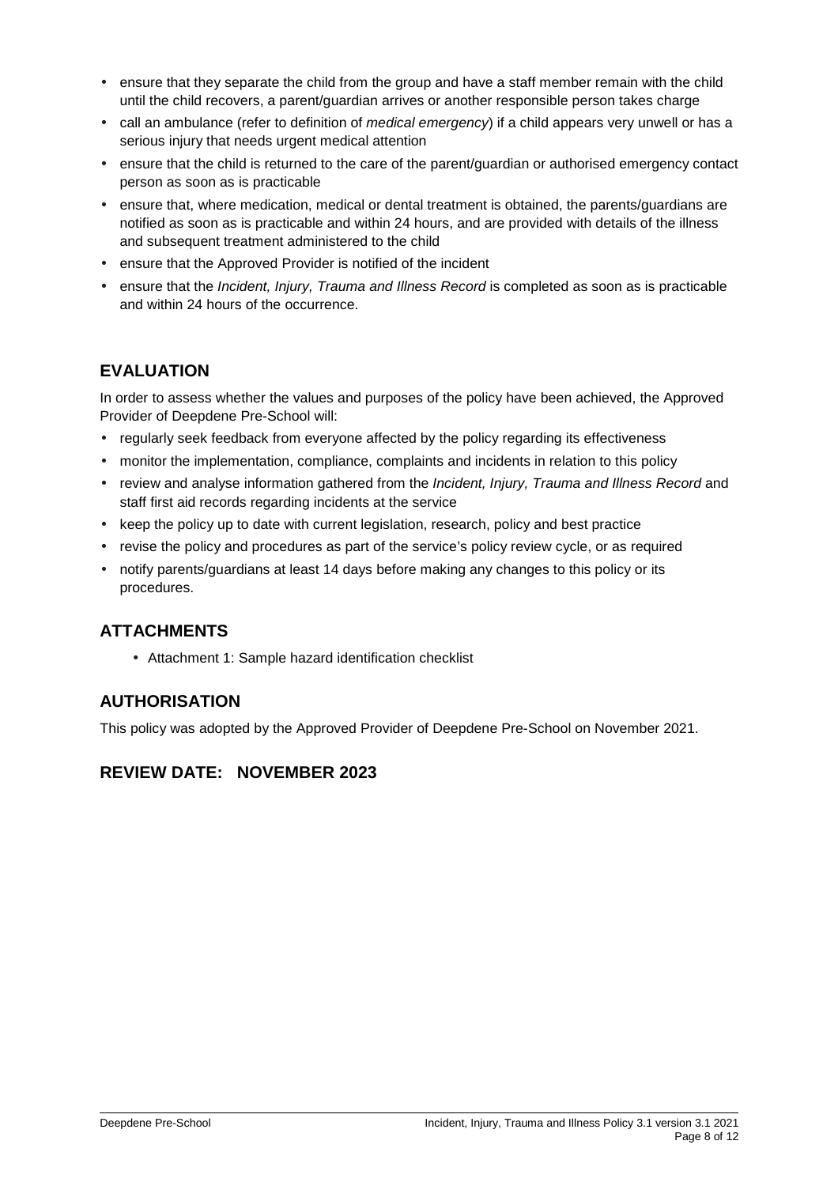- ensure that they separate the child from the group and have a staff member remain with the child until the child recovers, a parent/guardian arrives or another responsible person takes charge
- call an ambulance (refer to definition of *medical emergency*) if a child appears very unwell or has a serious injury that needs urgent medical attention
- ensure that the child is returned to the care of the parent/guardian or authorised emergency contact person as soon as is practicable
- ensure that, where medication, medical or dental treatment is obtained, the parents/guardians are notified as soon as is practicable and within 24 hours, and are provided with details of the illness and subsequent treatment administered to the child
- ensure that the Approved Provider is notified of the incident
- ensure that the *Incident, Injury, Trauma and Illness Record* is completed as soon as is practicable and within 24 hours of the occurrence.

## EVALUATION

In order to assess whether the values and purposes of the policy have been achieved, the Approved Provider of Deepdene Pre-School will:

- regularly seek feedback from everyone affected by the policy regarding its effectiveness
- monitor the implementation, compliance, complaints and incidents in relation to this policy
- review and analyse information gathered from the *Incident, Injury, Trauma and Illness Record* and staff first aid records regarding incidents at the service
- keep the policy up to date with current legislation, research, policy and best practice
- revise the policy and procedures as part of the service's policy review cycle, or as required
- notify parents/guardians at least 14 days before making any changes to this policy or its procedures.

## ATTACHMENTS

- Attachment 1: Sample hazard identification checklist

## AUTHORISATION

This policy was adopted by the Approved Provider of Deepdene Pre-School on November 2021.

## REVIEW DATE: NOVEMBER 2023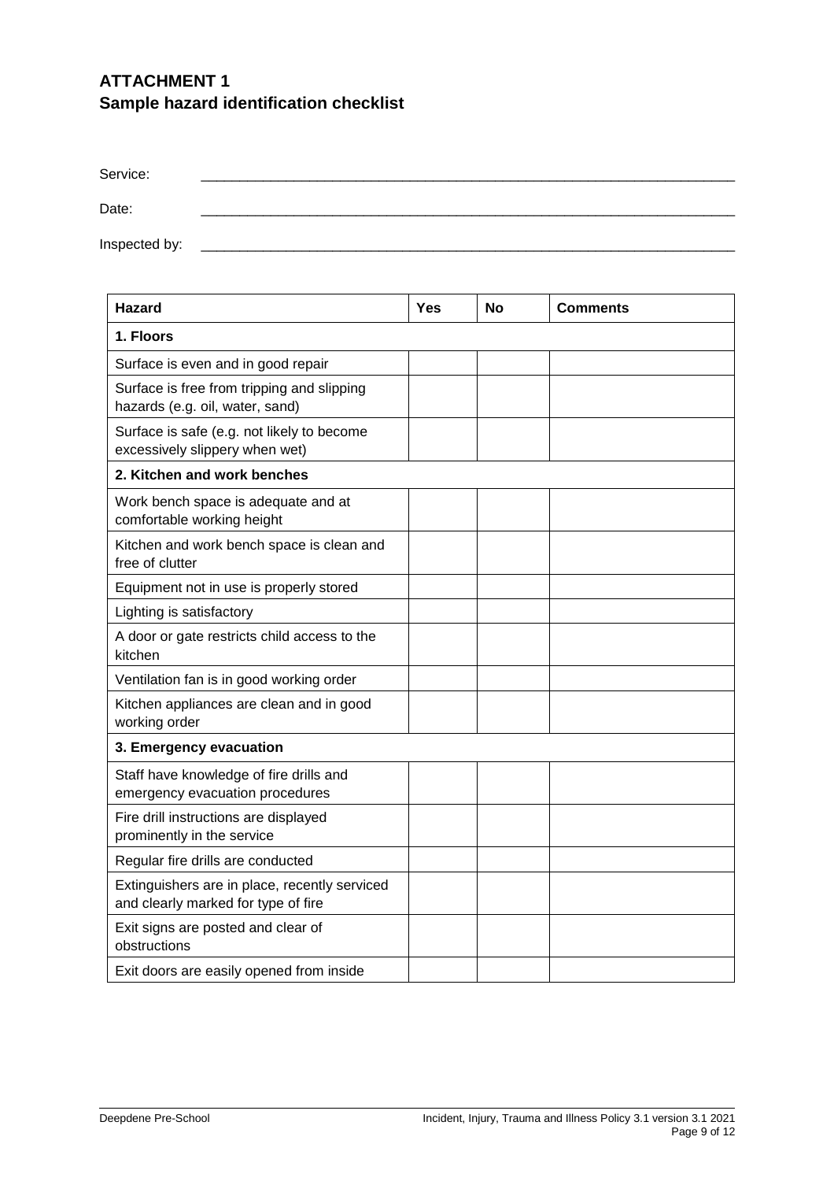## ATTACHMENT 1
## Sample hazard identification checklist

Service: \_\_\_\_\_\_\_\_\_\_\_\_\_\_\_\_\_\_\_\_\_\_\_\_\_\_\_\_\_\_\_\_\_\_\_\_\_\_\_\_\_\_\_\_\_\_\_\_

Date: \_\_\_\_\_\_\_\_\_\_\_\_\_\_\_\_\_\_\_\_\_\_\_\_\_\_\_\_\_\_\_\_\_\_\_\_\_\_\_\_\_\_\_\_\_\_\_\_

Inspected by: \_\_\_\_\_\_\_\_\_\_\_\_\_\_\_\_\_\_\_\_\_\_\_\_\_\_\_\_\_\_\_\_\_\_\_\_\_\_\_\_\_\_\_\_\_\_\_\_

| Hazard | Yes | No | Comments |
|---|---|---|---|
| **1. Floors** | | | |
| Surface is even and in good repair | | | |
| Surface is free from tripping and slipping hazards (e.g. oil, water, sand) | | | |
| Surface is safe (e.g. not likely to become excessively slippery when wet) | | | |
| **2. Kitchen and work benches** | | | |
| Work bench space is adequate and at comfortable working height | | | |
| Kitchen and work bench space is clean and free of clutter | | | |
| Equipment not in use is properly stored | | | |
| Lighting is satisfactory | | | |
| A door or gate restricts child access to the kitchen | | | |
| Ventilation fan is in good working order | | | |
| Kitchen appliances are clean and in good working order | | | |
| **3. Emergency evacuation** | | | |
| Staff have knowledge of fire drills and emergency evacuation procedures | | | |
| Fire drill instructions are displayed prominently in the service | | | |
| Regular fire drills are conducted | | | |
| Extinguishers are in place, recently serviced and clearly marked for type of fire | | | |
| Exit signs are posted and clear of obstructions | | | |
| Exit doors are easily opened from inside | | | |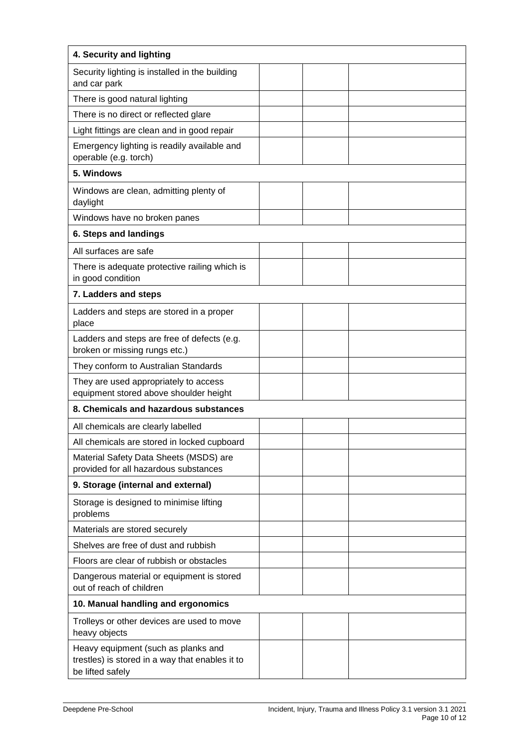| 4. Security and lighting | | | |
|---|---|---|---|
| Security lighting is installed in the building and car park | | | |
| There is good natural lighting | | | |
| There is no direct or reflected glare | | | |
| Light fittings are clean and in good repair | | | |
| Emergency lighting is readily available and operable (e.g. torch) | | | |
| **5. Windows** | | | |
| Windows are clean, admitting plenty of daylight | | | |
| Windows have no broken panes | | | |
| **6. Steps and landings** | | | |
| All surfaces are safe | | | |
| There is adequate protective railing which is in good condition | | | |
| **7. Ladders and steps** | | | |
| Ladders and steps are stored in a proper place | | | |
| Ladders and steps are free of defects (e.g. broken or missing rungs etc.) | | | |
| They conform to Australian Standards | | | |
| They are used appropriately to access equipment stored above shoulder height | | | |
| **8. Chemicals and hazardous substances** | | | |
| All chemicals are clearly labelled | | | |
| All chemicals are stored in locked cupboard | | | |
| Material Safety Data Sheets (MSDS) are provided for all hazardous substances | | | |
| **9. Storage (internal and external)** | | | |
| Storage is designed to minimise lifting problems | | | |
| Materials are stored securely | | | |
| Shelves are free of dust and rubbish | | | |
| Floors are clear of rubbish or obstacles | | | |
| Dangerous material or equipment is stored out of reach of children | | | |
| **10. Manual handling and ergonomics** | | | |
| Trolleys or other devices are used to move heavy objects | | | |
| Heavy equipment (such as planks and trestles) is stored in a way that enables it to be lifted safely | | | |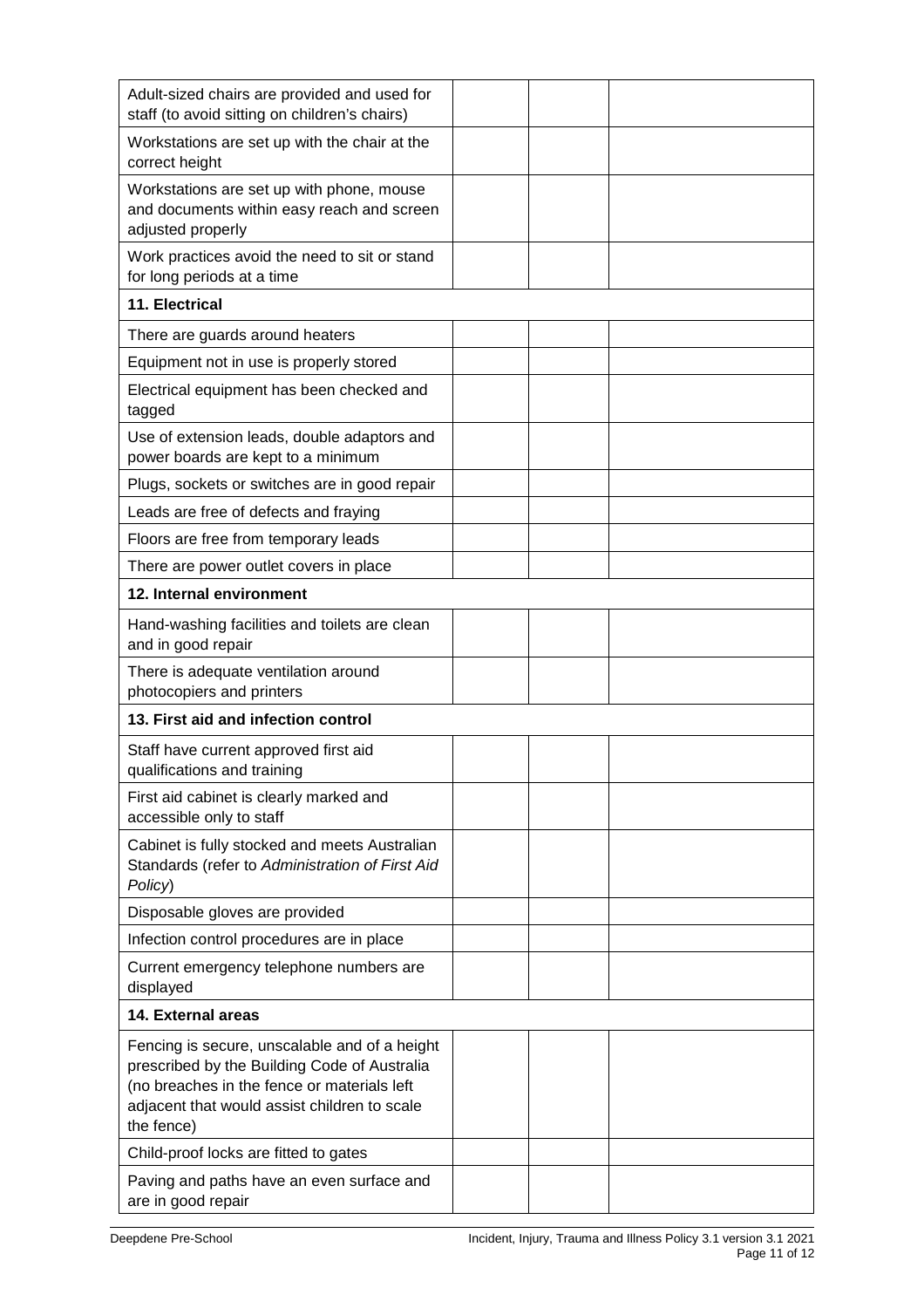| | | | |
|---|---|---|---|
| Adult-sized chairs are provided and used for staff (to avoid sitting on children's chairs) | | | |
| Workstations are set up with the chair at the correct height | | | |
| Workstations are set up with phone, mouse and documents within easy reach and screen adjusted properly | | | |
| Work practices avoid the need to sit or stand for long periods at a time | | | |
| **11. Electrical** | | | |
| There are guards around heaters | | | |
| Equipment not in use is properly stored | | | |
| Electrical equipment has been checked and tagged | | | |
| Use of extension leads, double adaptors and power boards are kept to a minimum | | | |
| Plugs, sockets or switches are in good repair | | | |
| Leads are free of defects and fraying | | | |
| Floors are free from temporary leads | | | |
| There are power outlet covers in place | | | |
| **12. Internal environment** | | | |
| Hand-washing facilities and toilets are clean and in good repair | | | |
| There is adequate ventilation around photocopiers and printers | | | |
| **13. First aid and infection control** | | | |
| Staff have current approved first aid qualifications and training | | | |
| First aid cabinet is clearly marked and accessible only to staff | | | |
| Cabinet is fully stocked and meets Australian Standards (refer to *Administration of First Aid Policy*) | | | |
| Disposable gloves are provided | | | |
| Infection control procedures are in place | | | |
| Current emergency telephone numbers are displayed | | | |
| **14. External areas** | | | |
| Fencing is secure, unscalable and of a height prescribed by the Building Code of Australia (no breaches in the fence or materials left adjacent that would assist children to scale the fence) | | | |
| Child-proof locks are fitted to gates | | | |
| Paving and paths have an even surface and are in good repair | | | |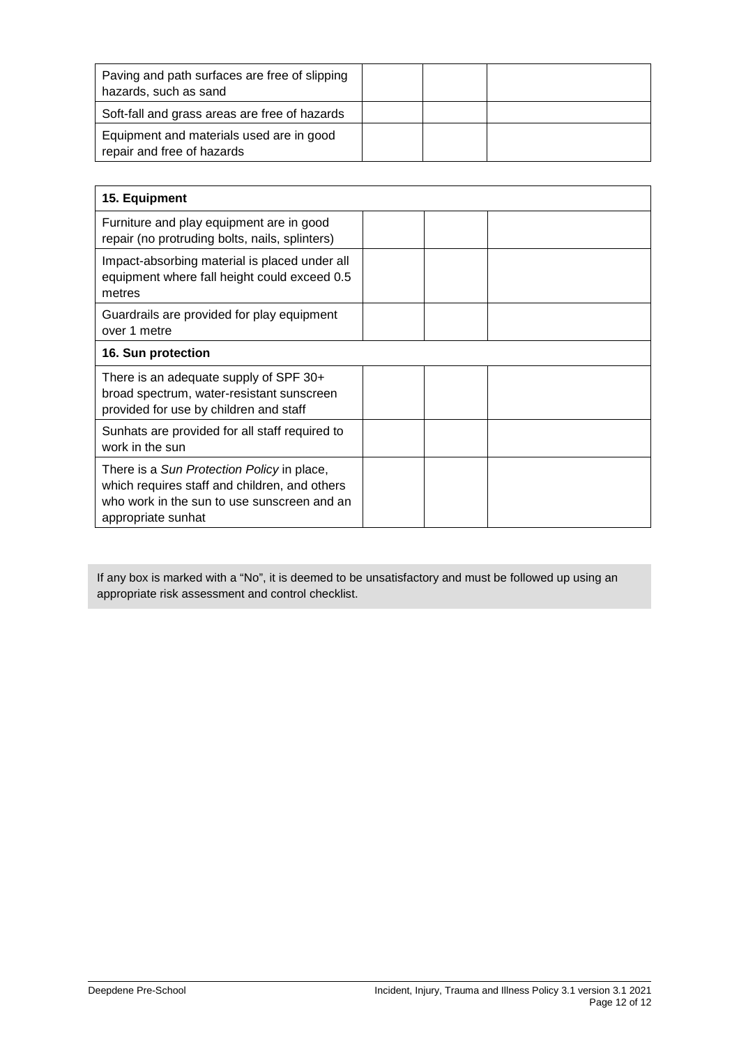| | | | |
|---|---|---|---|
| Paving and path surfaces are free of slipping hazards, such as sand | | | |
| Soft-fall and grass areas are free of hazards | | | |
| Equipment and materials used are in good repair and free of hazards | | | |

| **15. Equipment** | | | |
|---|---|---|---|
| Furniture and play equipment are in good repair (no protruding bolts, nails, splinters) | | | |
| Impact-absorbing material is placed under all equipment where fall height could exceed 0.5 metres | | | |
| Guardrails are provided for play equipment over 1 metre | | | |
| **16. Sun protection** | | | |
| There is an adequate supply of SPF 30+ broad spectrum, water-resistant sunscreen provided for use by children and staff | | | |
| Sunhats are provided for all staff required to work in the sun | | | |
| There is a *Sun Protection Policy* in place, which requires staff and children, and others who work in the sun to use sunscreen and an appropriate sunhat | | | |

If any box is marked with a "No", it is deemed to be unsatisfactory and must be followed up using an appropriate risk assessment and control checklist.